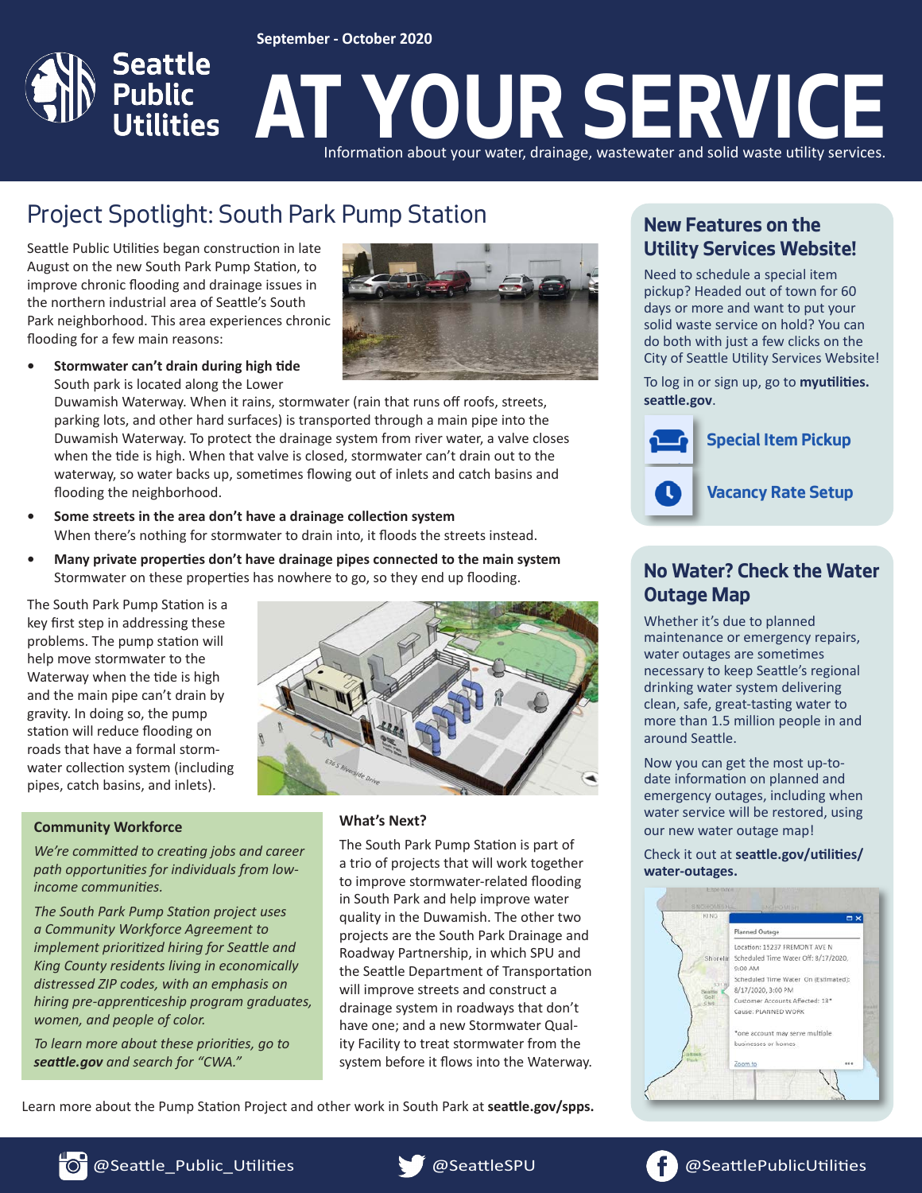September - October 2020

Seattle Public Utilities

# AT YOUR SERVICE

Information about your water, drainage, wastewater and solid waste utility services.

## Project Spotlight: South Park Pump Station

Seattle Public Utilities began construction in late August on the new South Park Pump Station, to improve chronic flooding and drainage issues in the northern industrial area of Seattle's South Park neighborhood. This area experiences chronic flooding for a few main reasons:

- **Stormwater can't drain during high tide**
  South park is located along the Lower Duwamish Waterway. When it rains, stormwater (rain that runs off roofs, streets, parking lots, and other hard surfaces) is transported through a main pipe into the Duwamish Waterway. To protect the drainage system from river water, a valve closes when the tide is high. When that valve is closed, stormwater can't drain out to the waterway, so water backs up, sometimes flowing out of inlets and catch basins and flooding the neighborhood.
- **Some streets in the area don't have a drainage collection system**
  When there's nothing for stormwater to drain into, it floods the streets instead.
- **Many private properties don't have drainage pipes connected to the main system**
  Stormwater on these properties has nowhere to go, so they end up flooding.

The South Park Pump Station is a key first step in addressing these problems. The pump station will help move stormwater to the Waterway when the tide is high and the main pipe can't drain by gravity. In doing so, the pump station will reduce flooding on roads that have a formal storm-water collection system (including pipes, catch basins, and inlets).

### Community Workforce

*We're committed to creating jobs and career path opportunities for individuals from low-income communities.*

*The South Park Pump Station project uses a Community Workforce Agreement to implement prioritized hiring for Seattle and King County residents living in economically distressed ZIP codes, with an emphasis on hiring pre-apprenticeship program graduates, women, and people of color.*

*To learn more about these priorities, go to* ***seattle.gov*** *and search for "CWA."*

### What's Next?

The South Park Pump Station is part of a trio of projects that will work together to improve stormwater-related flooding in South Park and help improve water quality in the Duwamish. The other two projects are the South Park Drainage and Roadway Partnership, in which SPU and the Seattle Department of Transportation will improve streets and construct a drainage system in roadways that don't have one; and a new Stormwater Quality Facility to treat stormwater from the system before it flows into the Waterway.

Learn more about the Pump Station Project and other work in South Park at **seattle.gov/spps.**

## New Features on the Utility Services Website!

Need to schedule a special item pickup? Headed out of town for 60 days or more and want to put your solid waste service on hold? You can do both with just a few clicks on the City of Seattle Utility Services Website!

To log in or sign up, go to **myutilities.seattle.gov**.

**Special Item Pickup**

**Vacancy Rate Setup**

## No Water? Check the Water Outage Map

Whether it's due to planned maintenance or emergency repairs, water outages are sometimes necessary to keep Seattle's regional drinking water system delivering clean, safe, great-tasting water to more than 1.5 million people in and around Seattle.

Now you can get the most up-to-date information on planned and emergency outages, including when water service will be restored, using our new water outage map!

Check it out at **seattle.gov/utilities/water-outages.**

@Seattle_Public_Utilities @SeattleSPU @SeattlePublicUtilities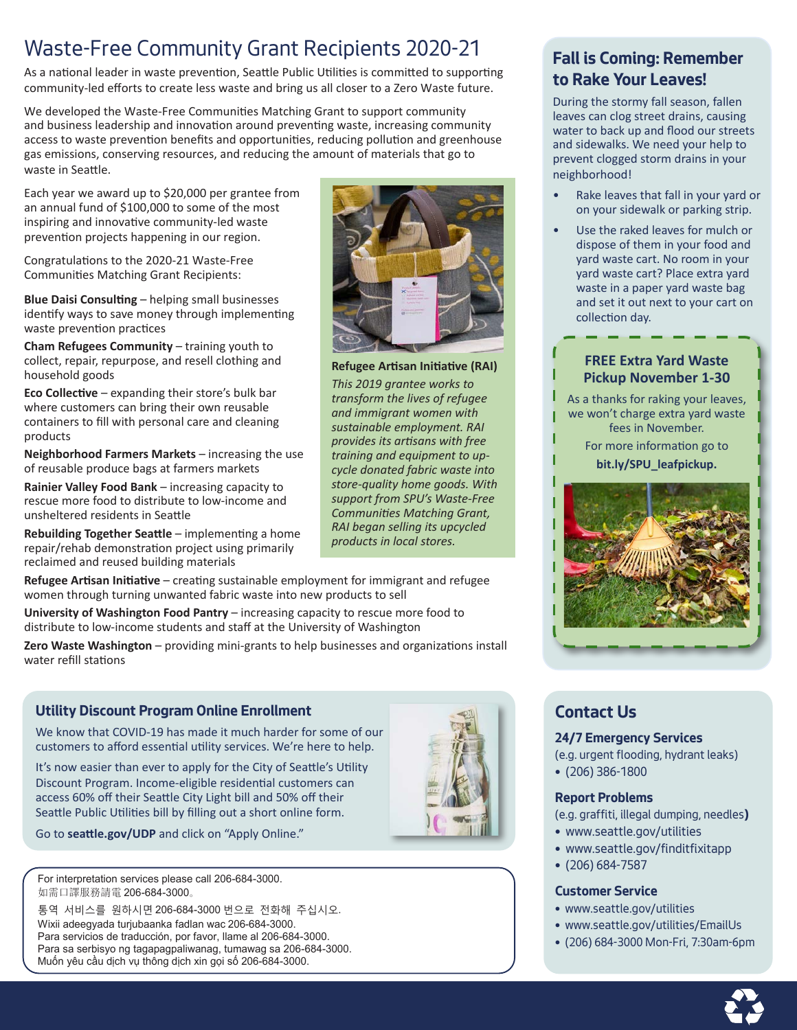# Waste-Free Community Grant Recipients 2020-21

As a national leader in waste prevention, Seattle Public Utilities is committed to supporting community-led efforts to create less waste and bring us all closer to a Zero Waste future.

We developed the Waste-Free Communities Matching Grant to support community and business leadership and innovation around preventing waste, increasing community access to waste prevention benefits and opportunities, reducing pollution and greenhouse gas emissions, conserving resources, and reducing the amount of materials that go to waste in Seattle.

Each year we award up to $20,000 per grantee from an annual fund of $100,000 to some of the most inspiring and innovative community-led waste prevention projects happening in our region.

Congratulations to the 2020-21 Waste-Free Communities Matching Grant Recipients:

**Blue Daisi Consulting** – helping small businesses identify ways to save money through implementing waste prevention practices

**Cham Refugees Community** – training youth to collect, repair, repurpose, and resell clothing and household goods

**Eco Collective** – expanding their store's bulk bar where customers can bring their own reusable containers to fill with personal care and cleaning products

**Neighborhood Farmers Markets** – increasing the use of reusable produce bags at farmers markets

**Rainier Valley Food Bank** – increasing capacity to rescue more food to distribute to low-income and unsheltered residents in Seattle

**Rebuilding Together Seattle** – implementing a home repair/rehab demonstration project using primarily reclaimed and reused building materials

**Refugee Artisan Initiative** – creating sustainable employment for immigrant and refugee women through turning unwanted fabric waste into new products to sell

**University of Washington Food Pantry** – increasing capacity to rescue more food to distribute to low-income students and staff at the University of Washington

**Zero Waste Washington** – providing mini-grants to help businesses and organizations install water refill stations

**Refugee Artisan Initiative (RAI)**

*This 2019 grantee works to transform the lives of refugee and immigrant women with sustainable employment. RAI provides its artisans with free training and equipment to up-cycle donated fabric waste into store-quality home goods. With support from SPU's Waste-Free Communities Matching Grant, RAI began selling its upcycled products in local stores.*

## Utility Discount Program Online Enrollment

We know that COVID-19 has made it much harder for some of our customers to afford essential utility services. We're here to help.

It's now easier than ever to apply for the City of Seattle's Utility Discount Program. Income-eligible residential customers can access 60% off their Seattle City Light bill and 50% off their Seattle Public Utilities bill by filling out a short online form.

Go to **seattle.gov/UDP** and click on "Apply Online."

For interpretation services please call 206-684-3000.
如需口譯服務請電 206-684-3000。
통역 서비스를 원하시면 206-684-3000 번으로 전화해 주십시오.
Wixii adeegyada turjubaanka fadlan wac 206-684-3000.
Para servicios de traducción, por favor, llame al 206-684-3000.
Para sa serbisyo ng tagapagpaliwanag, tumawag sa 206-684-3000.
Muốn yêu cầu dịch vụ thông dịch xin gọi số 206-684-3000.

## Fall is Coming: Remember to Rake Your Leaves!

During the stormy fall season, fallen leaves can clog street drains, causing water to back up and flood our streets and sidewalks. We need your help to prevent clogged storm drains in your neighborhood!

- Rake leaves that fall in your yard or on your sidewalk or parking strip.
- Use the raked leaves for mulch or dispose of them in your food and yard waste cart. No room in your yard waste cart? Place extra yard waste in a paper yard waste bag and set it out next to your cart on collection day.

### FREE Extra Yard Waste Pickup November 1-30

As a thanks for raking your leaves, we won't charge extra yard waste fees in November.

For more information go to **bit.ly/SPU_leafpickup.**

## Contact Us

### 24/7 Emergency Services

(e.g. urgent flooding, hydrant leaks)

- (206) 386-1800

### Report Problems

(e.g. graffiti, illegal dumping, needles)

- www.seattle.gov/utilities
- www.seattle.gov/finditfixitapp
- (206) 684-7587

### Customer Service

- www.seattle.gov/utilities
- www.seattle.gov/utilities/EmailUs
- (206) 684-3000 Mon-Fri, 7:30am-6pm